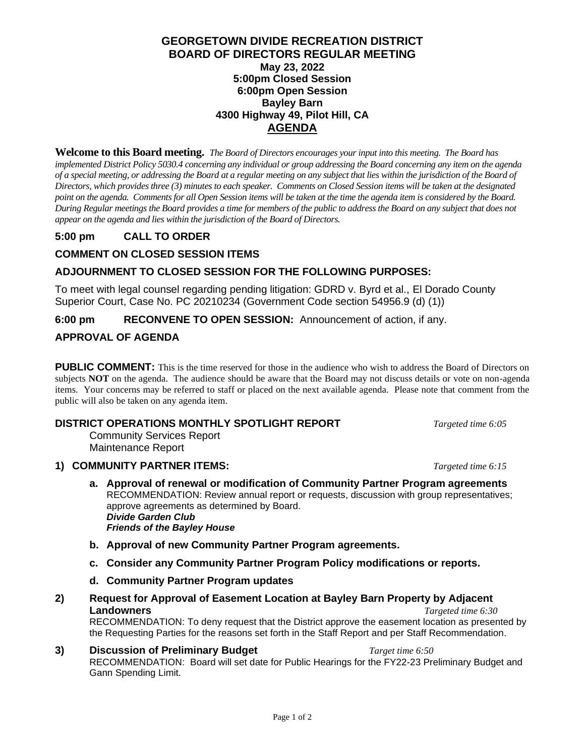# GEORGETOWN DIVIDE RECREATION DISTRICT
## BOARD OF DIRECTORS REGULAR MEETING

**May 23, 2022**
**5:00pm Closed Session**
**6:00pm Open Session**
**Bayley Barn**
**4300 Highway 49, Pilot Hill, CA**

**AGENDA**

**Welcome to this Board meeting.** *The Board of Directors encourages your input into this meeting. The Board has implemented District Policy 5030.4 concerning any individual or group addressing the Board concerning any item on the agenda of a special meeting, or addressing the Board at a regular meeting on any subject that lies within the jurisdiction of the Board of Directors, which provides three (3) minutes to each speaker. Comments on Closed Session items will be taken at the designated point on the agenda. Comments for all Open Session items will be taken at the time the agenda item is considered by the Board. During Regular meetings the Board provides a time for members of the public to address the Board on any subject that does not appear on the agenda and lies within the jurisdiction of the Board of Directors.*

### 5:00 pm CALL TO ORDER

### COMMENT ON CLOSED SESSION ITEMS

### ADJOURNMENT TO CLOSED SESSION FOR THE FOLLOWING PURPOSES:

To meet with legal counsel regarding pending litigation: GDRD v. Byrd et al., El Dorado County Superior Court, Case No. PC 20210234 (Government Code section 54956.9 (d) (1))

### 6:00 pm RECONVENE TO OPEN SESSION: Announcement of action, if any.

### APPROVAL OF AGENDA

**PUBLIC COMMENT:** This is the time reserved for those in the audience who wish to address the Board of Directors on subjects **NOT** on the agenda. The audience should be aware that the Board may not discuss details or vote on non-agenda items. Your concerns may be referred to staff or placed on the next available agenda. Please note that comment from the public will also be taken on any agenda item.

### DISTRICT OPERATIONS MONTHLY SPOTLIGHT REPORT *Targeted time 6:05*

Community Services Report
Maintenance Report

### 1) COMMUNITY PARTNER ITEMS: *Targeted time 6:15*

a. **Approval of renewal or modification of Community Partner Program agreements**
RECOMMENDATION: Review annual report or requests, discussion with group representatives; approve agreements as determined by Board.
***Divide Garden Club***
***Friends of the Bayley House***

b. **Approval of new Community Partner Program agreements.**

c. **Consider any Community Partner Program Policy modifications or reports.**

d. **Community Partner Program updates**

### 2) Request for Approval of Easement Location at Bayley Barn Property by Adjacent Landowners *Targeted time 6:30*

RECOMMENDATION: To deny request that the District approve the easement location as presented by the Requesting Parties for the reasons set forth in the Staff Report and per Staff Recommendation.

### 3) Discussion of Preliminary Budget *Target time 6:50*

RECOMMENDATION: Board will set date for Public Hearings for the FY22-23 Preliminary Budget and Gann Spending Limit.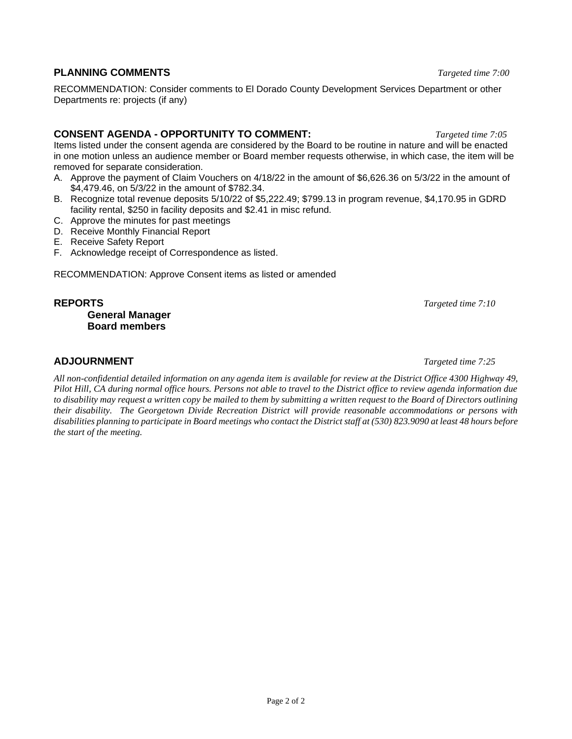## PLANNING COMMENTS

*Targeted time 7:00*

RECOMMENDATION: Consider comments to El Dorado County Development Services Department or other Departments re: projects (if any)

## CONSENT AGENDA - OPPORTUNITY TO COMMENT:

*Targeted time 7:05*

Items listed under the consent agenda are considered by the Board to be routine in nature and will be enacted in one motion unless an audience member or Board member requests otherwise, in which case, the item will be removed for separate consideration.

A. Approve the payment of Claim Vouchers on 4/18/22 in the amount of $6,626.36 on 5/3/22 in the amount of $4,479.46, on 5/3/22 in the amount of $782.34.
B. Recognize total revenue deposits 5/10/22 of $5,222.49; $799.13 in program revenue, $4,170.95 in GDRD facility rental, $250 in facility deposits and $2.41 in misc refund.
C. Approve the minutes for past meetings
D. Receive Monthly Financial Report
E. Receive Safety Report
F. Acknowledge receipt of Correspondence as listed.

RECOMMENDATION: Approve Consent items as listed or amended

## REPORTS

*Targeted time 7:10*

**General Manager**
**Board members**

## ADJOURNMENT

*Targeted time 7:25*

*All non-confidential detailed information on any agenda item is available for review at the District Office 4300 Highway 49, Pilot Hill, CA during normal office hours. Persons not able to travel to the District office to review agenda information due to disability may request a written copy be mailed to them by submitting a written request to the Board of Directors outlining their disability. The Georgetown Divide Recreation District will provide reasonable accommodations or persons with disabilities planning to participate in Board meetings who contact the District staff at (530) 823.9090 at least 48 hours before the start of the meeting.*